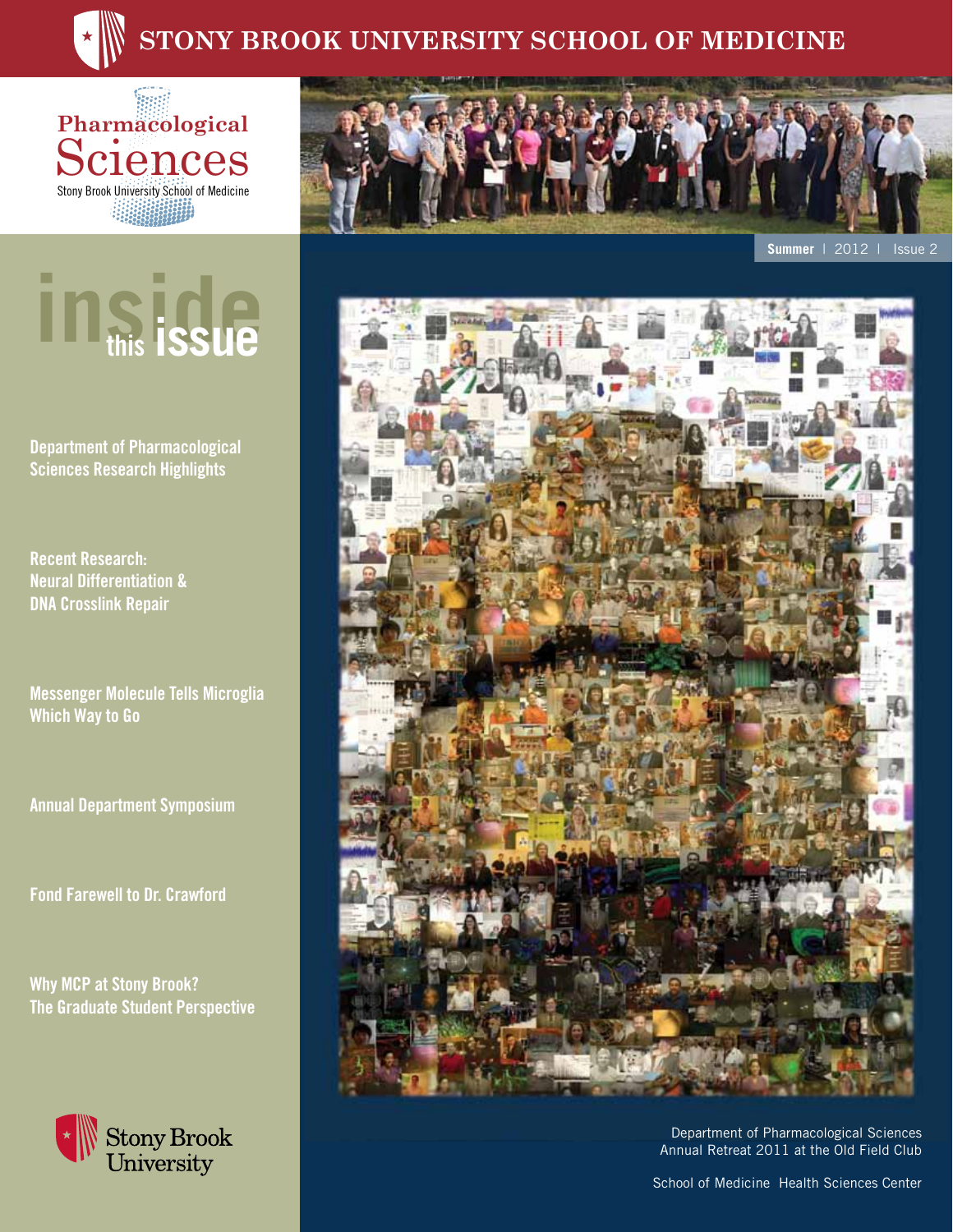# STONY BROOK UNIVERSITY SCHOOL OF MEDICINE

Pharmacological Sciences

Stony Brook University School of Medicine

Summer | 2012 | Issue 2

## inside this issue

Department of Pharmacological Sciences Research Highlights

Recent Research: Neural Differentiation & DNA Crosslink Repair

Messenger Molecule Tells Microglia Which Way to Go

Annual Department Symposium

Fond Farewell to Dr. Crawford

Why MCP at Stony Brook? The Graduate Student Perspective

Stony Brook University

Department of Pharmacological Sciences Annual Retreat 2011 at the Old Field Club

School of Medicine Health Sciences Center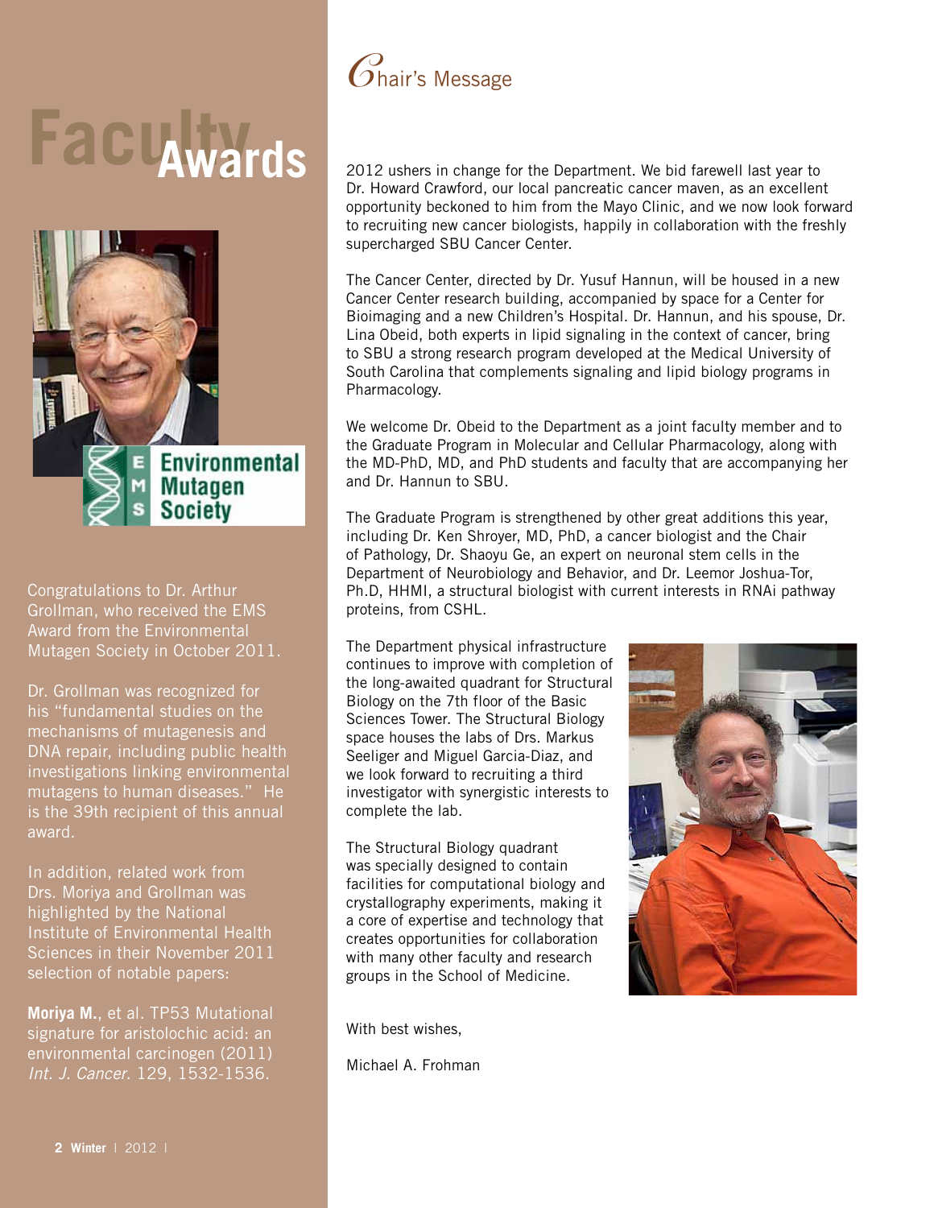# Faculty Awards

Environmental Mutagen Society

Congratulations to Dr. Arthur Grollman, who received the EMS Award from the Environmental Mutagen Society in October 2011.

Dr. Grollman was recognized for his “fundamental studies on the mechanisms of mutagenesis and DNA repair, including public health investigations linking environmental mutagens to human diseases.” He is the 39th recipient of this annual award.

In addition, related work from Drs. Moriya and Grollman was highlighted by the National Institute of Environmental Health Sciences in their November 2011 selection of notable papers:

**Moriya M.**, et al. TP53 Mutational signature for aristolochic acid: an environmental carcinogen (2011) *Int. J. Cancer*. 129, 1532-1536.

# Chair's Message

2012 ushers in change for the Department. We bid farewell last year to Dr. Howard Crawford, our local pancreatic cancer maven, as an excellent opportunity beckoned to him from the Mayo Clinic, and we now look forward to recruiting new cancer biologists, happily in collaboration with the freshly supercharged SBU Cancer Center.

The Cancer Center, directed by Dr. Yusuf Hannun, will be housed in a new Cancer Center research building, accompanied by space for a Center for Bioimaging and a new Children's Hospital. Dr. Hannun, and his spouse, Dr. Lina Obeid, both experts in lipid signaling in the context of cancer, bring to SBU a strong research program developed at the Medical University of South Carolina that complements signaling and lipid biology programs in Pharmacology.

We welcome Dr. Obeid to the Department as a joint faculty member and to the Graduate Program in Molecular and Cellular Pharmacology, along with the MD-PhD, MD, and PhD students and faculty that are accompanying her and Dr. Hannun to SBU.

The Graduate Program is strengthened by other great additions this year, including Dr. Ken Shroyer, MD, PhD, a cancer biologist and the Chair of Pathology, Dr. Shaoyu Ge, an expert on neuronal stem cells in the Department of Neurobiology and Behavior, and Dr. Leemor Joshua-Tor, Ph.D, HHMI, a structural biologist with current interests in RNAi pathway proteins, from CSHL.

The Department physical infrastructure continues to improve with completion of the long-awaited quadrant for Structural Biology on the 7th floor of the Basic Sciences Tower. The Structural Biology space houses the labs of Drs. Markus Seeliger and Miguel Garcia-Diaz, and we look forward to recruiting a third investigator with synergistic interests to complete the lab.

The Structural Biology quadrant was specially designed to contain facilities for computational biology and crystallography experiments, making it a core of expertise and technology that creates opportunities for collaboration with many other faculty and research groups in the School of Medicine.

With best wishes,

Michael A. Frohman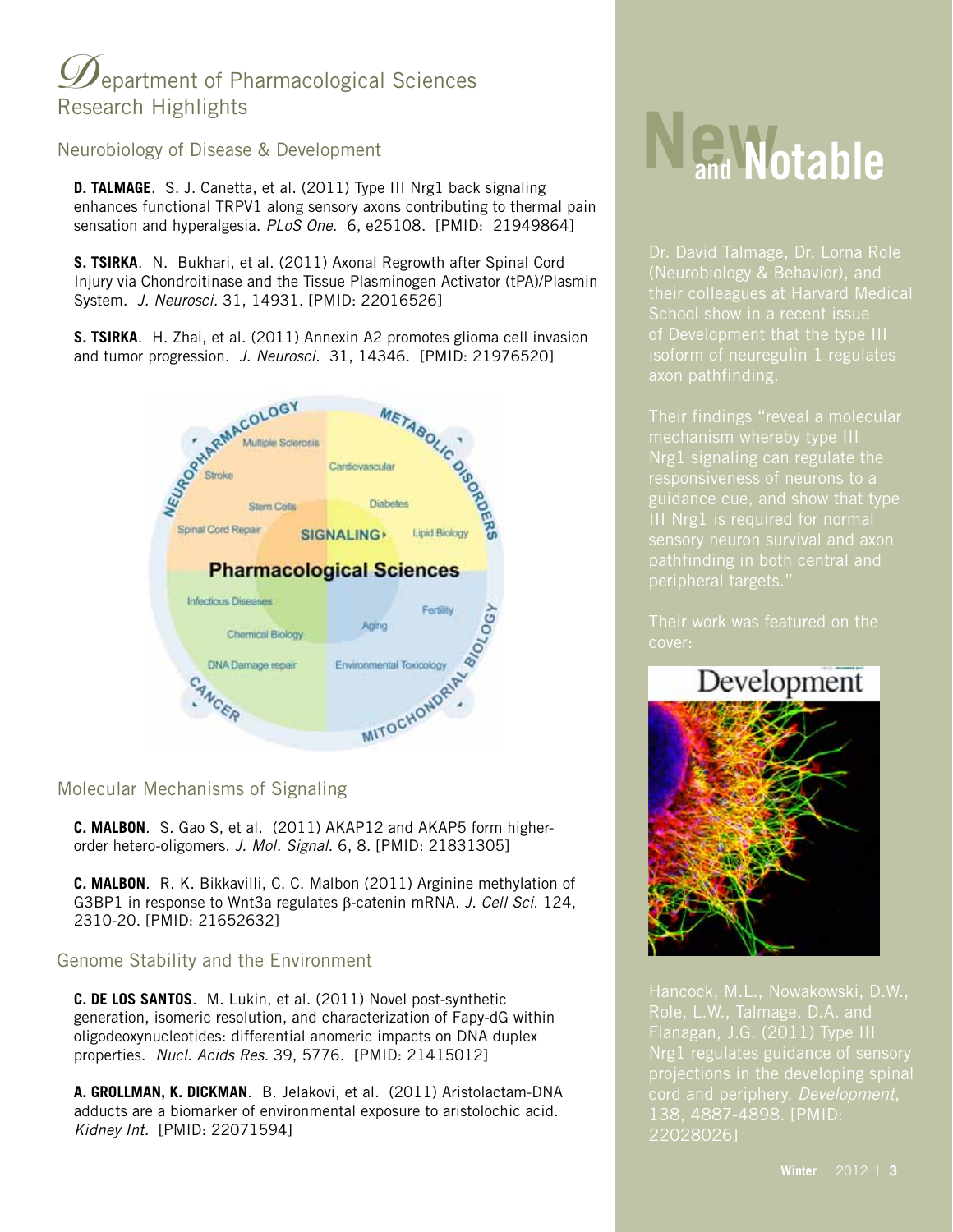# Department of Pharmacological Sciences Research Highlights

## Neurobiology of Disease & Development

**D. TALMAGE**. S. J. Canetta, et al. (2011) Type III Nrg1 back signaling enhances functional TRPV1 along sensory axons contributing to thermal pain sensation and hyperalgesia. *PLoS One*. 6, e25108. [PMID: 21949864]

**S. TSIRKA**. N. Bukhari, et al. (2011) Axonal Regrowth after Spinal Cord Injury via Chondroitinase and the Tissue Plasminogen Activator (tPA)/Plasmin System. *J. Neurosci*. 31, 14931. [PMID: 22016526]

**S. TSIRKA**. H. Zhai, et al. (2011) Annexin A2 promotes glioma cell invasion and tumor progression. *J. Neurosci*. 31, 14346. [PMID: 21976520]

## Molecular Mechanisms of Signaling

**C. MALBON**. S. Gao S, et al. (2011) AKAP12 and AKAP5 form higher-order hetero-oligomers. *J. Mol. Signal*. 6, 8. [PMID: 21831305]

**C. MALBON**. R. K. Bikkavilli, C. C. Malbon (2011) Arginine methylation of G3BP1 in response to Wnt3a regulates β-catenin mRNA. *J. Cell Sci*. 124, 2310-20. [PMID: 21652632]

## Genome Stability and the Environment

**C. DE LOS SANTOS**. M. Lukin, et al. (2011) Novel post-synthetic generation, isomeric resolution, and characterization of Fapy-dG within oligodeoxynucleotides: differential anomeric impacts on DNA duplex properties. *Nucl. Acids Res*. 39, 5776. [PMID: 21415012]

**A. GROLLMAN, K. DICKMAN**. B. Jelakovi, et al. (2011) Aristolactam-DNA adducts are a biomarker of environmental exposure to aristolochic acid. *Kidney Int*. [PMID: 22071594]

# New and Notable

Dr. David Talmage, Dr. Lorna Role (Neurobiology & Behavior), and their colleagues at Harvard Medical School show in a recent issue of Development that the type III isoform of neuregulin 1 regulates axon pathfinding.

Their findings "reveal a molecular mechanism whereby type III Nrg1 signaling can regulate the responsiveness of neurons to a guidance cue, and show that type III Nrg1 is required for normal sensory neuron survival and axon pathfinding in both central and peripheral targets."

Their work was featured on the cover:

Hancock, M.L., Nowakowski, D.W., Role, L.W., Talmage, D.A. and Flanagan, J.G. (2011) Type III Nrg1 regulates guidance of sensory projections in the developing spinal cord and periphery. *Development*, 138, 4887-4898. [PMID: 22028026]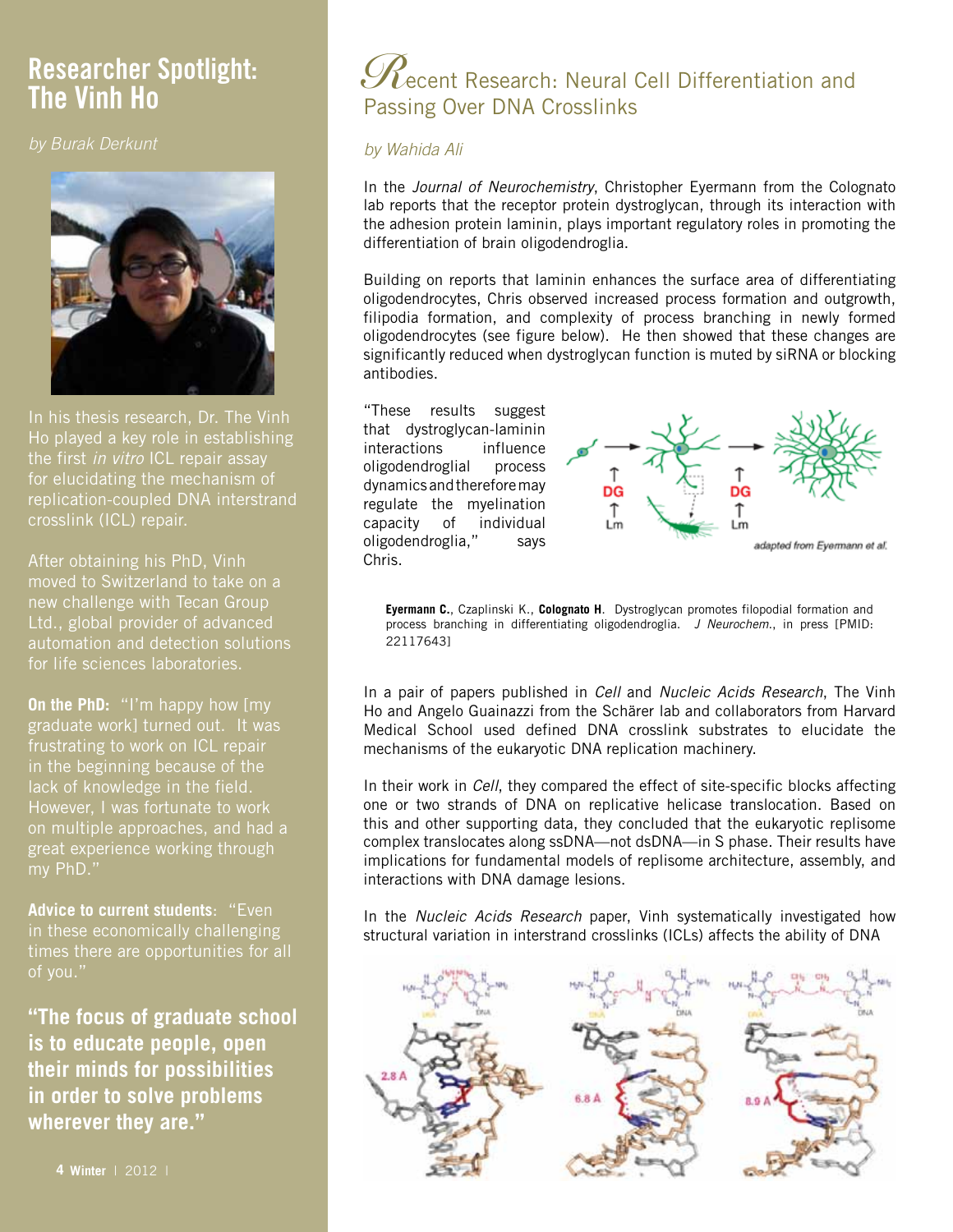## Researcher Spotlight: The Vinh Ho

*by Burak Derkunt*

In his thesis research, Dr. The Vinh Ho played a key role in establishing the first *in vitro* ICL repair assay for elucidating the mechanism of replication-coupled DNA interstrand crosslink (ICL) repair.

After obtaining his PhD, Vinh moved to Switzerland to take on a new challenge with Tecan Group Ltd., global provider of advanced automation and detection solutions for life sciences laboratories.

**On the PhD:** "I'm happy how [my graduate work] turned out. It was frustrating to work on ICL repair in the beginning because of the lack of knowledge in the field. However, I was fortunate to work on multiple approaches, and had a great experience working through my PhD."

**Advice to current students**: "Even in these economically challenging times there are opportunities for all of you."

**"The focus of graduate school is to educate people, open their minds for possibilities in order to solve problems wherever they are."**

## Recent Research: Neural Cell Differentiation and Passing Over DNA Crosslinks

*by Wahida Ali*

In the *Journal of Neurochemistry*, Christopher Eyermann from the Colognato lab reports that the receptor protein dystroglycan, through its interaction with the adhesion protein laminin, plays important regulatory roles in promoting the differentiation of brain oligodendroglia.

Building on reports that laminin enhances the surface area of differentiating oligodendrocytes, Chris observed increased process formation and outgrowth, filipodia formation, and complexity of process branching in newly formed oligodendrocytes (see figure below). He then showed that these changes are significantly reduced when dystroglycan function is muted by siRNA or blocking antibodies.

"These results suggest that dystroglycan-laminin interactions influence oligodendroglial process dynamics and therefore may regulate the myelination capacity of individual oligodendroglia," says Chris.

*adapted from Eyermann et al.*

**Eyermann C.**, Czaplinski K., **Colognato H**. Dystroglycan promotes filopodial formation and process branching in differentiating oligodendroglia. *J Neurochem.*, in press [PMID: 22117643]

In a pair of papers published in *Cell* and *Nucleic Acids Research*, The Vinh Ho and Angelo Guainazzi from the Schärer lab and collaborators from Harvard Medical School used defined DNA crosslink substrates to elucidate the mechanisms of the eukaryotic DNA replication machinery.

In their work in *Cell*, they compared the effect of site-specific blocks affecting one or two strands of DNA on replicative helicase translocation. Based on this and other supporting data, they concluded that the eukaryotic replisome complex translocates along ssDNA—not dsDNA—in S phase. Their results have implications for fundamental models of replisome architecture, assembly, and interactions with DNA damage lesions.

In the *Nucleic Acids Research* paper, Vinh systematically investigated how structural variation in interstrand crosslinks (ICLs) affects the ability of DNA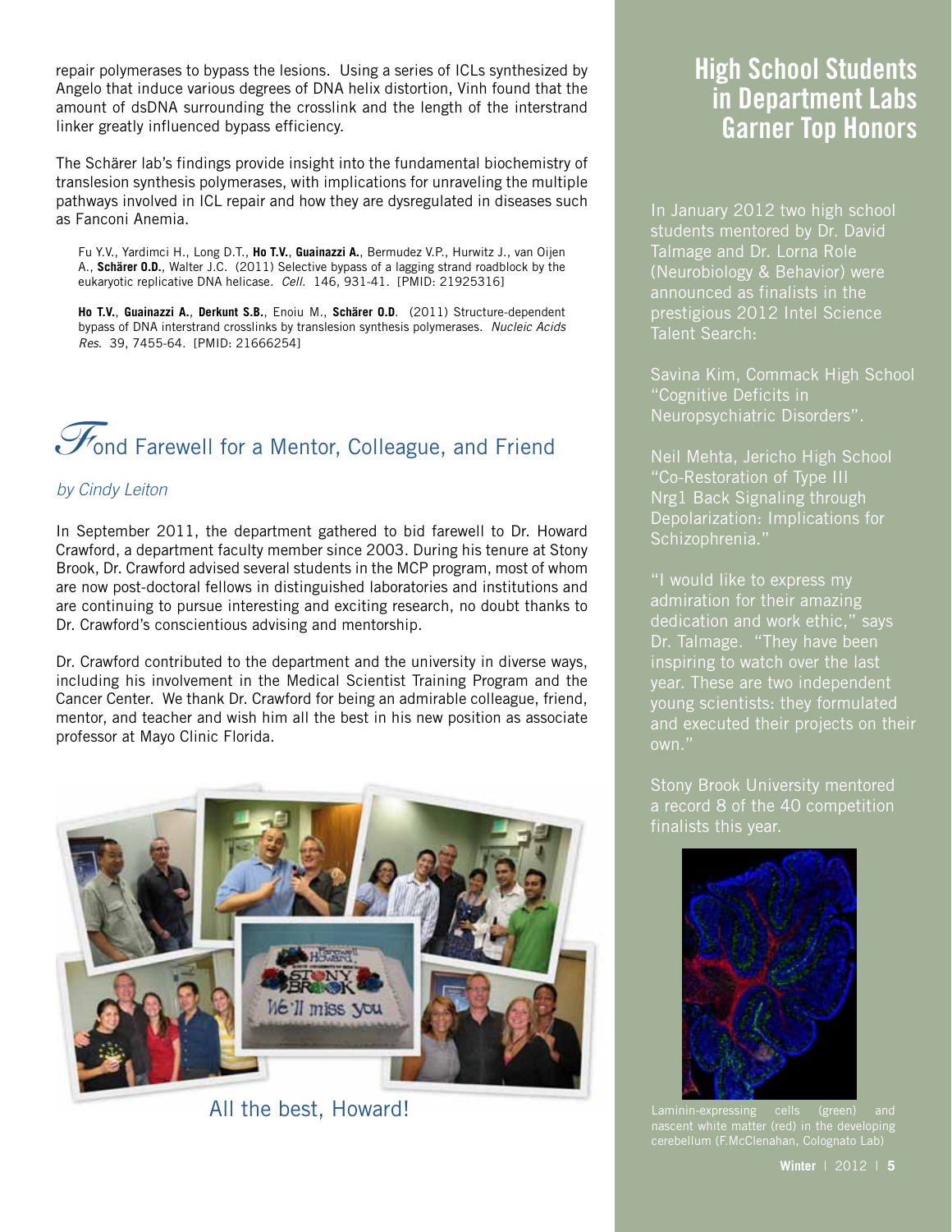repair polymerases to bypass the lesions. Using a series of ICLs synthesized by Angelo that induce various degrees of DNA helix distortion, Vinh found that the amount of dsDNA surrounding the crosslink and the length of the interstrand linker greatly influenced bypass efficiency.

The Schärer lab's findings provide insight into the fundamental biochemistry of translesion synthesis polymerases, with implications for unraveling the multiple pathways involved in ICL repair and how they are dysregulated in diseases such as Fanconi Anemia.

Fu Y.V., Yardimci H., Long D.T., **Ho T.V.**, **Guainazzi A.**, Bermudez V.P., Hurwitz J., van Oijen A., **Schärer O.D.**, Walter J.C. (2011) Selective bypass of a lagging strand roadblock by the eukaryotic replicative DNA helicase. *Cell.* 146, 931-41. [PMID: 21925316]

**Ho T.V.**, **Guainazzi A.**, **Derkunt S.B.**, Enoiu M., **Schärer O.D**. (2011) Structure-dependent bypass of DNA interstrand crosslinks by translesion synthesis polymerases. *Nucleic Acids Res.* 39, 7455-64. [PMID: 21666254]

## Fond Farewell for a Mentor, Colleague, and Friend

*by Cindy Leiton*

In September 2011, the department gathered to bid farewell to Dr. Howard Crawford, a department faculty member since 2003. During his tenure at Stony Brook, Dr. Crawford advised several students in the MCP program, most of whom are now post-doctoral fellows in distinguished laboratories and institutions and are continuing to pursue interesting and exciting research, no doubt thanks to Dr. Crawford's conscientious advising and mentorship.

Dr. Crawford contributed to the department and the university in diverse ways, including his involvement in the Medical Scientist Training Program and the Cancer Center. We thank Dr. Crawford for being an admirable colleague, friend, mentor, and teacher and wish him all the best in his new position as associate professor at Mayo Clinic Florida.

All the best, Howard!

## High School Students in Department Labs Garner Top Honors

In January 2012 two high school students mentored by Dr. David Talmage and Dr. Lorna Role (Neurobiology & Behavior) were announced as finalists in the prestigious 2012 Intel Science Talent Search:

Savina Kim, Commack High School "Cognitive Deficits in Neuropsychiatric Disorders".

Neil Mehta, Jericho High School "Co-Restoration of Type III Nrg1 Back Signaling through Depolarization: Implications for Schizophrenia."

"I would like to express my admiration for their amazing dedication and work ethic," says Dr. Talmage. "They have been inspiring to watch over the last year. These are two independent young scientists: they formulated and executed their projects on their own."

Stony Brook University mentored a record 8 of the 40 competition finalists this year.

Laminin-expressing cells (green) and nascent white matter (red) in the developing cerebellum (F.McClenahan, Colognato Lab)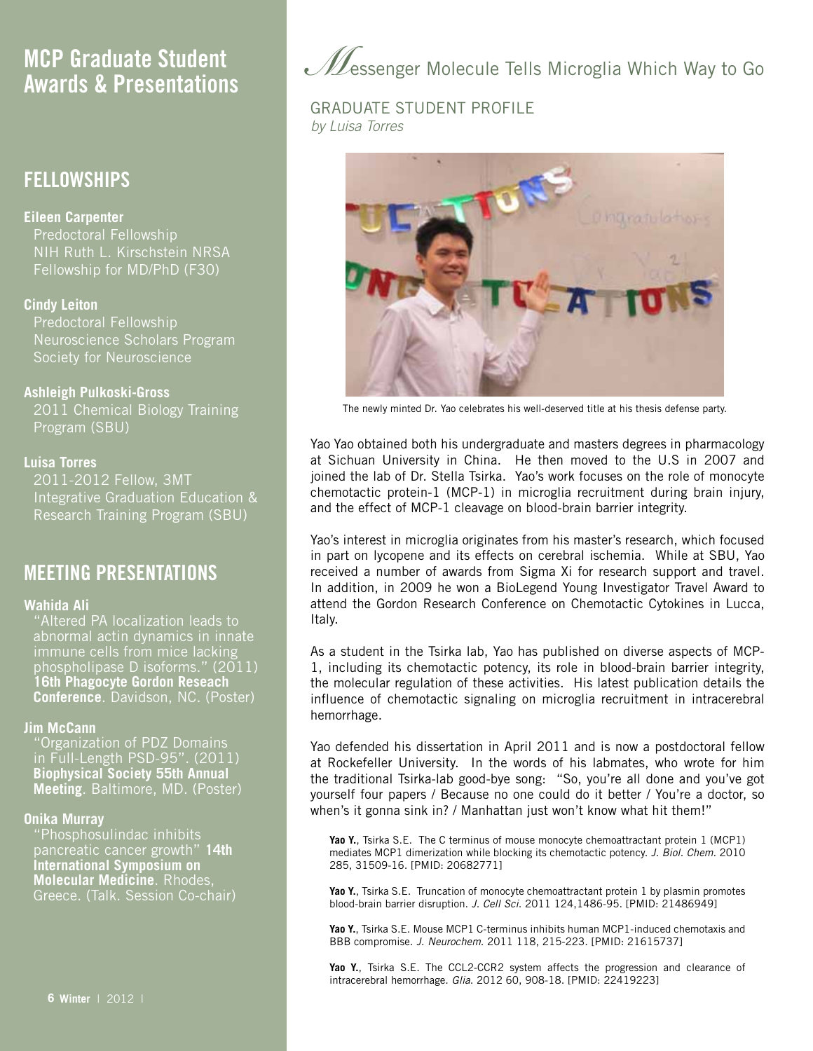# MCP Graduate Student Awards & Presentations

## FELLOWSHIPS

**Eileen Carpenter**
Predoctoral Fellowship
NIH Ruth L. Kirschstein NRSA Fellowship for MD/PhD (F30)

**Cindy Leiton**
Predoctoral Fellowship
Neuroscience Scholars Program
Society for Neuroscience

**Ashleigh Pulkoski-Gross**
2011 Chemical Biology Training Program (SBU)

**Luisa Torres**
2011-2012 Fellow, 3MT Integrative Graduation Education & Research Training Program (SBU)

## MEETING PRESENTATIONS

**Wahida Ali**
"Altered PA localization leads to abnormal actin dynamics in innate immune cells from mice lacking phospholipase D isoforms." (2011) **16th Phagocyte Gordon Reseach Conference**. Davidson, NC. (Poster)

**Jim McCann**
"Organization of PDZ Domains in Full-Length PSD-95". (2011) **Biophysical Society 55th Annual Meeting**. Baltimore, MD. (Poster)

**Onika Murray**
"Phosphosulindac inhibits pancreatic cancer growth" **14th International Symposium on Molecular Medicine**. Rhodes, Greece. (Talk. Session Co-chair)

# Messenger Molecule Tells Microglia Which Way to Go

## GRADUATE STUDENT PROFILE

*by Luisa Torres*

The newly minted Dr. Yao celebrates his well-deserved title at his thesis defense party.

Yao Yao obtained both his undergraduate and masters degrees in pharmacology at Sichuan University in China. He then moved to the U.S in 2007 and joined the lab of Dr. Stella Tsirka. Yao's work focuses on the role of monocyte chemotactic protein-1 (MCP-1) in microglia recruitment during brain injury, and the effect of MCP-1 cleavage on blood-brain barrier integrity.

Yao's interest in microglia originates from his master's research, which focused in part on lycopene and its effects on cerebral ischemia. While at SBU, Yao received a number of awards from Sigma Xi for research support and travel. In addition, in 2009 he won a BioLegend Young Investigator Travel Award to attend the Gordon Research Conference on Chemotactic Cytokines in Lucca, Italy.

As a student in the Tsirka lab, Yao has published on diverse aspects of MCP-1, including its chemotactic potency, its role in blood-brain barrier integrity, the molecular regulation of these activities. His latest publication details the influence of chemotactic signaling on microglia recruitment in intracerebral hemorrhage.

Yao defended his dissertation in April 2011 and is now a postdoctoral fellow at Rockefeller University. In the words of his labmates, who wrote for him the traditional Tsirka-lab good-bye song: "So, you're all done and you've got yourself four papers / Because no one could do it better / You're a doctor, so when's it gonna sink in? / Manhattan just won't know what hit them!"

**Yao Y.**, Tsirka S.E. The C terminus of mouse monocyte chemoattractant protein 1 (MCP1) mediates MCP1 dimerization while blocking its chemotactic potency. *J. Biol. Chem.* 2010 285, 31509-16. [PMID: 20682771]

**Yao Y.**, Tsirka S.E. Truncation of monocyte chemoattractant protein 1 by plasmin promotes blood-brain barrier disruption. *J. Cell Sci.* 2011 124,1486-95. [PMID: 21486949]

**Yao Y.**, Tsirka S.E. Mouse MCP1 C-terminus inhibits human MCP1-induced chemotaxis and BBB compromise. *J. Neurochem.* 2011 118, 215-223. [PMID: 21615737]

**Yao Y.**, Tsirka S.E. The CCL2-CCR2 system affects the progression and clearance of intracerebral hemorrhage. *Glia.* 2012 60, 908-18. [PMID: 22419223]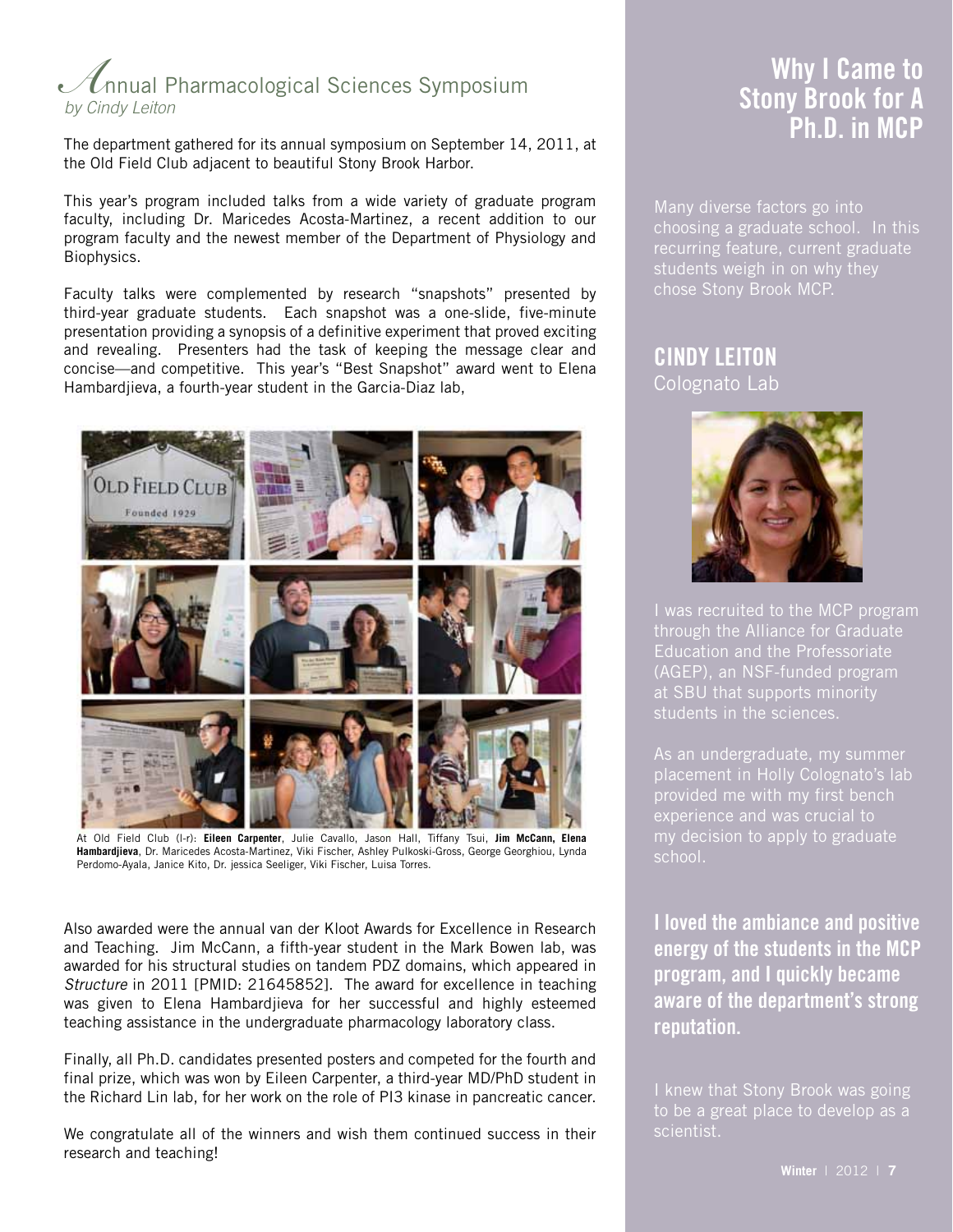## Annual Pharmacological Sciences Symposium

*by Cindy Leiton*

The department gathered for its annual symposium on September 14, 2011, at the Old Field Club adjacent to beautiful Stony Brook Harbor.

This year's program included talks from a wide variety of graduate program faculty, including Dr. Maricedes Acosta-Martinez, a recent addition to our program faculty and the newest member of the Department of Physiology and Biophysics.

Faculty talks were complemented by research "snapshots" presented by third-year graduate students. Each snapshot was a one-slide, five-minute presentation providing a synopsis of a definitive experiment that proved exciting and revealing. Presenters had the task of keeping the message clear and concise—and competitive. This year's "Best Snapshot" award went to Elena Hambardjieva, a fourth-year student in the Garcia-Diaz lab,

At Old Field Club (l-r): **Eileen Carpenter**, Julie Cavallo, Jason Hall, Tiffany Tsui, **Jim McCann, Elena Hambardjieva**, Dr. Maricedes Acosta-Martinez, Viki Fischer, Ashley Pulkoski-Gross, George Georghiou, Lynda Perdomo-Ayala, Janice Kito, Dr. jessica Seeliger, Viki Fischer, Luisa Torres.

Also awarded were the annual van der Kloot Awards for Excellence in Research and Teaching. Jim McCann, a fifth-year student in the Mark Bowen lab, was awarded for his structural studies on tandem PDZ domains, which appeared in *Structure* in 2011 [PMID: 21645852]. The award for excellence in teaching was given to Elena Hambardjieva for her successful and highly esteemed teaching assistance in the undergraduate pharmacology laboratory class.

Finally, all Ph.D. candidates presented posters and competed for the fourth and final prize, which was won by Eileen Carpenter, a third-year MD/PhD student in the Richard Lin lab, for her work on the role of PI3 kinase in pancreatic cancer.

We congratulate all of the winners and wish them continued success in their research and teaching!

## Why I Came to Stony Brook for A Ph.D. in MCP

Many diverse factors go into choosing a graduate school. In this recurring feature, current graduate students weigh in on why they chose Stony Brook MCP.

### CINDY LEITON
Colognato Lab

I was recruited to the MCP program through the Alliance for Graduate Education and the Professoriate (AGEP), an NSF-funded program at SBU that supports minority students in the sciences.

As an undergraduate, my summer placement in Holly Colognato's lab provided me with my first bench experience and was crucial to my decision to apply to graduate school.

**I loved the ambiance and positive energy of the students in the MCP program, and I quickly became aware of the department's strong reputation.**

I knew that Stony Brook was going to be a great place to develop as a scientist.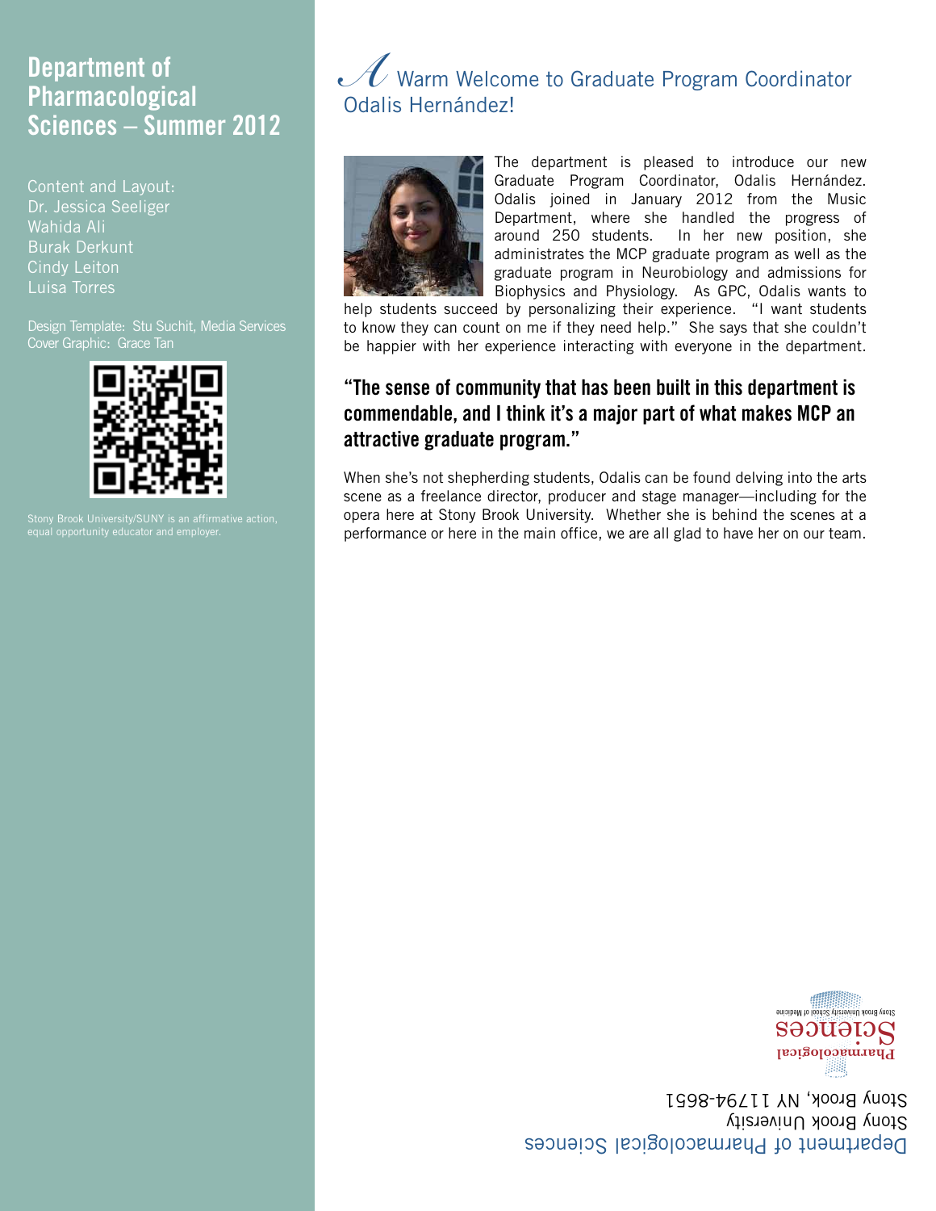# Department of Pharmacological Sciences – Summer 2012

Content and Layout:
Dr. Jessica Seeliger
Wahida Ali
Burak Derkunt
Cindy Leiton
Luisa Torres

Design Template: Stu Suchit, Media Services
Cover Graphic: Grace Tan

Stony Brook University/SUNY is an affirmative action, equal opportunity educator and employer.

## A Warm Welcome to Graduate Program Coordinator Odalis Hernández!

The department is pleased to introduce our new Graduate Program Coordinator, Odalis Hernández. Odalis joined in January 2012 from the Music Department, where she handled the progress of around 250 students. In her new position, she administrates the MCP graduate program as well as the graduate program in Neurobiology and admissions for Biophysics and Physiology. As GPC, Odalis wants to help students succeed by personalizing their experience. "I want students to know they can count on me if they need help." She says that she couldn't be happier with her experience interacting with everyone in the department.

**"The sense of community that has been built in this department is commendable, and I think it's a major part of what makes MCP an attractive graduate program."**

When she's not shepherding students, Odalis can be found delving into the arts scene as a freelance director, producer and stage manager—including for the opera here at Stony Brook University. Whether she is behind the scenes at a performance or here in the main office, we are all glad to have her on our team.

Pharmacological Sciences
Stony Brook University School of Medicine

Department of Pharmacological Sciences
Stony Brook University
Stony Brook, NY 11794-8651